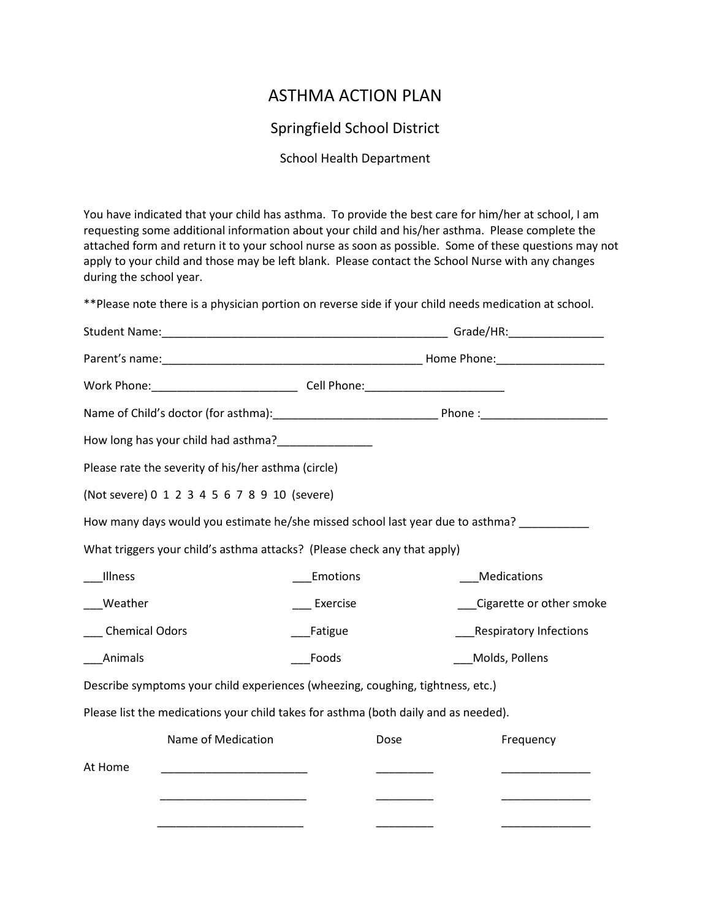# ASTHMA ACTION PLAN

## Springfield School District

### School Health Department

You have indicated that your child has asthma. To provide the best care for him/her at school, I am requesting some additional information about your child and his/her asthma. Please complete the attached form and return it to your school nurse as soon as possible. Some of these questions may not apply to your child and those may be left blank. Please contact the School Nurse with any changes during the school year.

**Please note there is a physician portion on reverse side if your child needs medication at school.

Student Name:_______________________________________________ Grade/HR:_______________

Parent's name:__________________________________________ Home Phone:_________________

Work Phone:_______________________ Cell Phone:______________________

Name of Child's doctor (for asthma):__________________________ Phone :____________________

How long has your child had asthma?_______________

Please rate the severity of his/her asthma (circle)

(Not severe) 0 1 2 3 4 5 6 7 8 9 10 (severe)

How many days would you estimate he/she missed school last year due to asthma? ___________

What triggers your child's asthma attacks? (Please check any that apply)

| | | |
|---|---|---|
| ___Illness | ___Emotions | ___Medications |
| ___Weather | ___ Exercise | ___Cigarette or other smoke |
| ___ Chemical Odors | ___Fatigue | ___Respiratory Infections |
| ___Animals | ___Foods | ___Molds, Pollens |

Describe symptoms your child experiences (wheezing, coughing, tightness, etc.)

Please list the medications your child takes for asthma (both daily and as needed).

| | Name of Medication | Dose | Frequency |
|---|---|---|---|
| At Home | _______________________ | _________ | ______________ |
| | _______________________ | _________ | ______________ |
| | _______________________ | _________ | ______________ |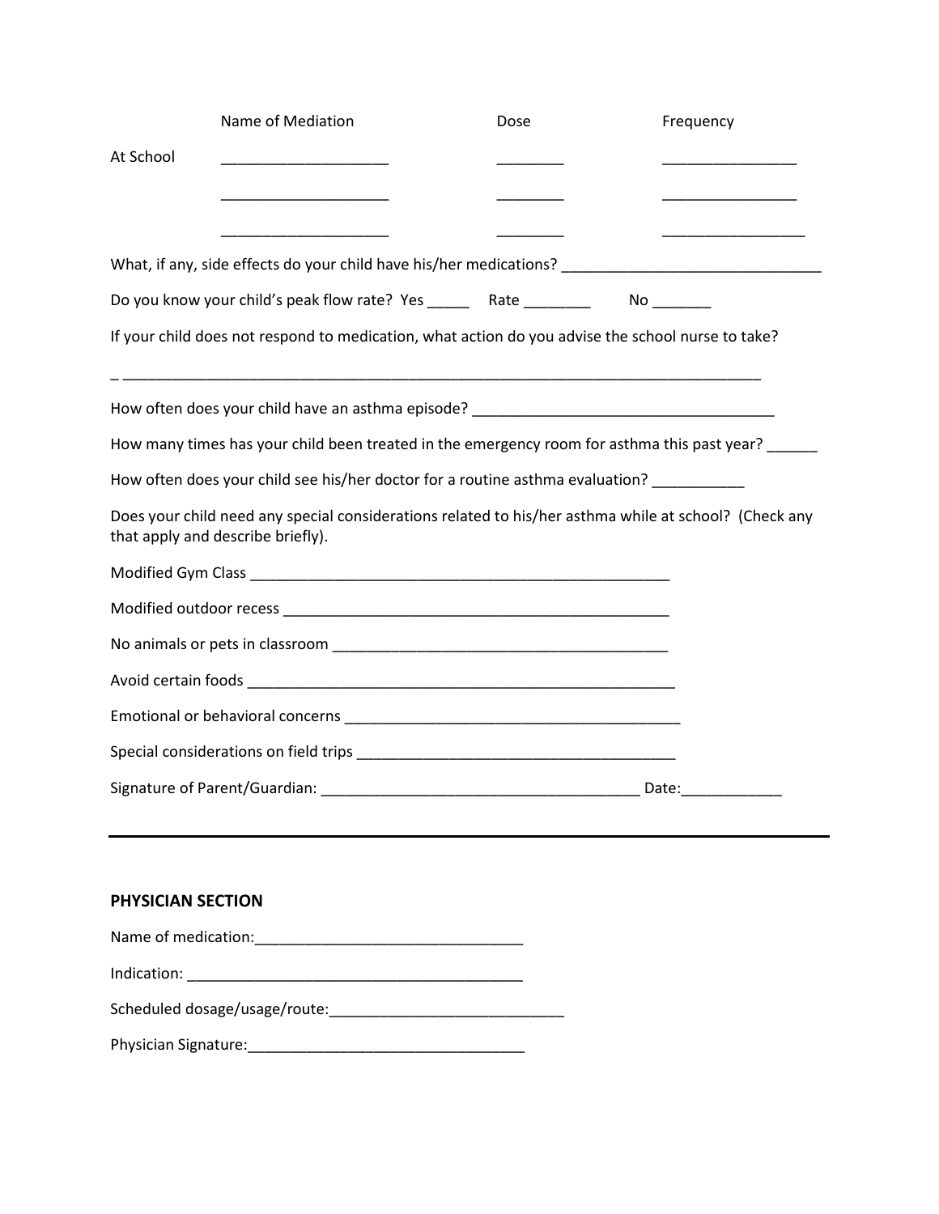| | Name of Mediation | Dose | Frequency |
| --- | --- | --- | --- |
| At School | ____________________ | ________ | ________________ |
| | ____________________ | ________ | ________________ |
| | ____________________ | ________ | _________________ |

What, if any, side effects do your child have his/her medications? _______________________________

Do you know your child's peak flow rate? Yes _____ Rate ________ No _______

If your child does not respond to medication, what action do you advise the school nurse to take?

_ ________________________________________________________________________________

How often does your child have an asthma episode? _____________________________________

How many times has your child been treated in the emergency room for asthma this past year? ______

How often does your child see his/her doctor for a routine asthma evaluation? ___________

Does your child need any special considerations related to his/her asthma while at school? (Check any that apply and describe briefly).

Modified Gym Class ____________________________________________________

Modified outdoor recess _________________________________________________

No animals or pets in classroom _________________________________________

Avoid certain foods _____________________________________________________

Emotional or behavioral concerns _________________________________________

Special considerations on field trips ______________________________________

Signature of Parent/Guardian: ______________________________________ Date:____________

---

**PHYSICIAN SECTION**

Name of medication:________________________________

Indication: __________________________________________

Scheduled dosage/usage/route:____________________________

Physician Signature:_________________________________